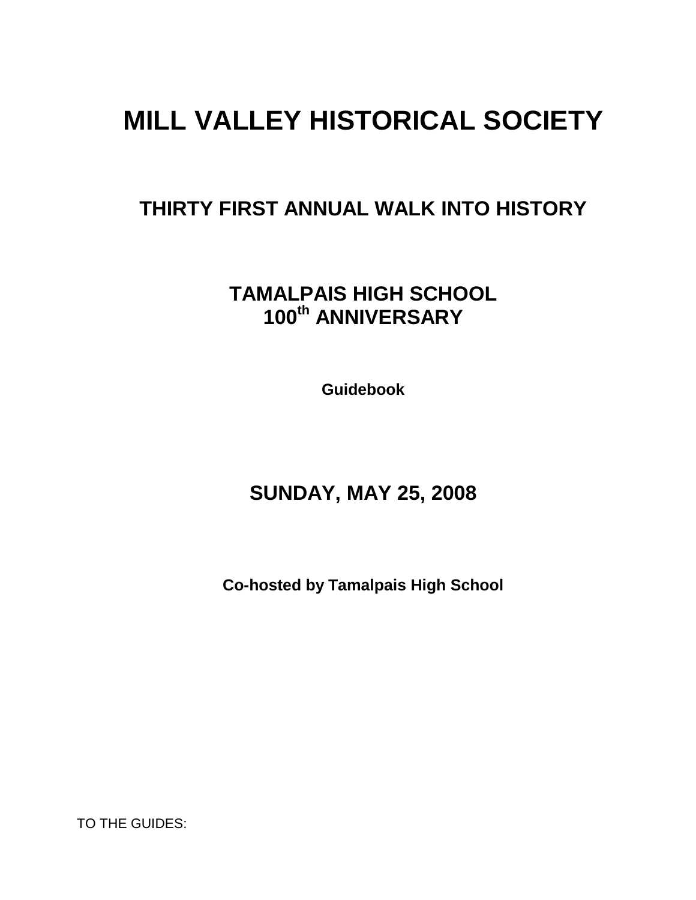# MILL VALLEY HISTORICAL SOCIETY

## THIRTY FIRST ANNUAL WALK INTO HISTORY

## TAMALPAIS HIGH SCHOOL 100th ANNIVERSARY

**Guidebook**

## SUNDAY, MAY 25, 2008

**Co-hosted by Tamalpais High School**

TO THE GUIDES: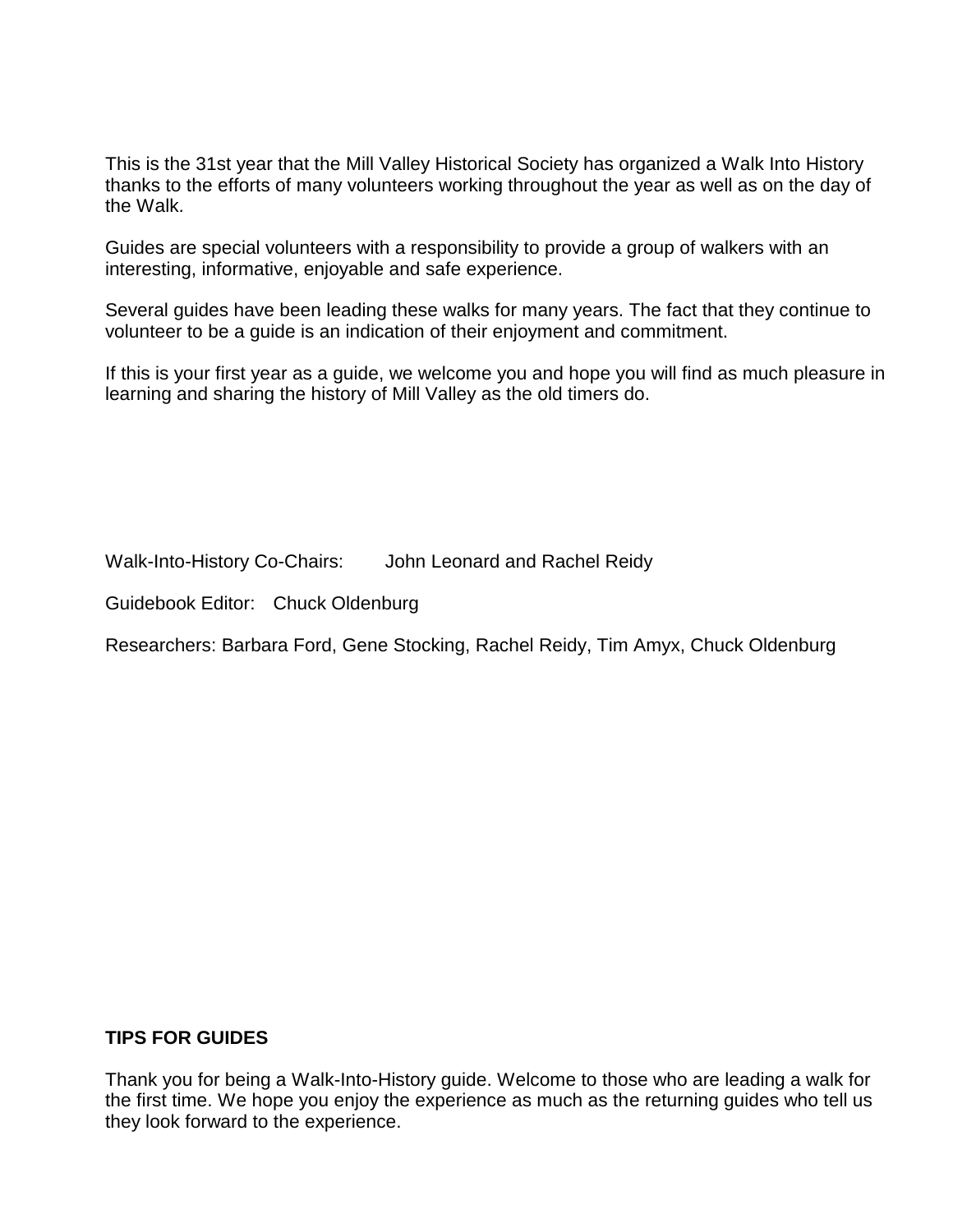This is the 31st year that the Mill Valley Historical Society has organized a Walk Into History thanks to the efforts of many volunteers working throughout the year as well as on the day of the Walk.

Guides are special volunteers with a responsibility to provide a group of walkers with an interesting, informative, enjoyable and safe experience.

Several guides have been leading these walks for many years. The fact that they continue to volunteer to be a guide is an indication of their enjoyment and commitment.

If this is your first year as a guide, we welcome you and hope you will find as much pleasure in learning and sharing the history of Mill Valley as the old timers do.

Walk-Into-History Co-Chairs: John Leonard and Rachel Reidy

Guidebook Editor: Chuck Oldenburg

Researchers: Barbara Ford, Gene Stocking, Rachel Reidy, Tim Amyx, Chuck Oldenburg

**TIPS FOR GUIDES**

Thank you for being a Walk-Into-History guide. Welcome to those who are leading a walk for the first time. We hope you enjoy the experience as much as the returning guides who tell us they look forward to the experience.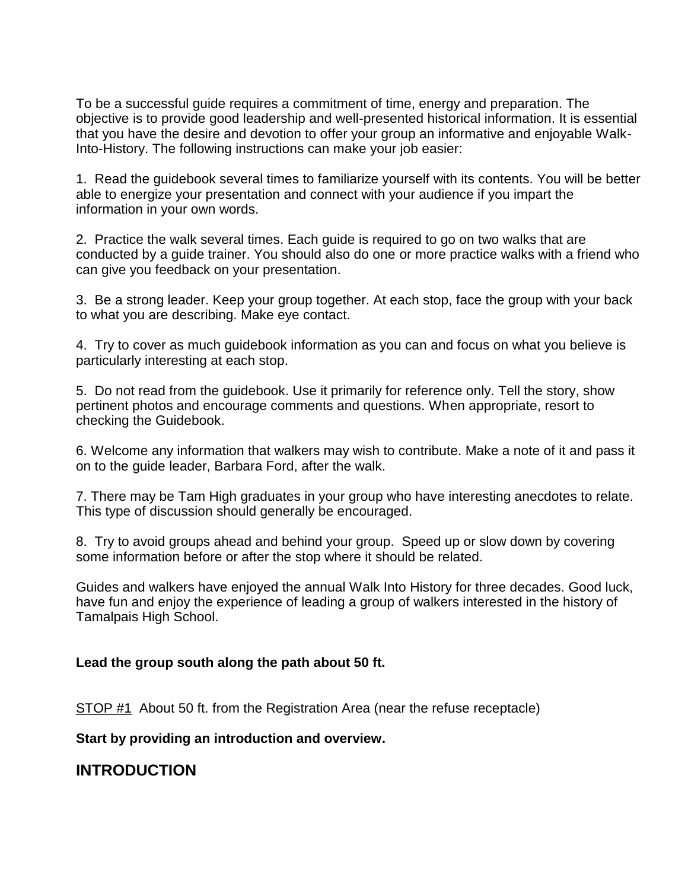To be a successful guide requires a commitment of time, energy and preparation. The objective is to provide good leadership and well-presented historical information. It is essential that you have the desire and devotion to offer your group an informative and enjoyable Walk-Into-History. The following instructions can make your job easier:

1. Read the guidebook several times to familiarize yourself with its contents. You will be better able to energize your presentation and connect with your audience if you impart the information in your own words.

2. Practice the walk several times. Each guide is required to go on two walks that are conducted by a guide trainer. You should also do one or more practice walks with a friend who can give you feedback on your presentation.

3. Be a strong leader. Keep your group together. At each stop, face the group with your back to what you are describing. Make eye contact.

4. Try to cover as much guidebook information as you can and focus on what you believe is particularly interesting at each stop.

5. Do not read from the guidebook. Use it primarily for reference only. Tell the story, show pertinent photos and encourage comments and questions. When appropriate, resort to checking the Guidebook.

6. Welcome any information that walkers may wish to contribute. Make a note of it and pass it on to the guide leader, Barbara Ford, after the walk.

7. There may be Tam High graduates in your group who have interesting anecdotes to relate. This type of discussion should generally be encouraged.

8. Try to avoid groups ahead and behind your group. Speed up or slow down by covering some information before or after the stop where it should be related.

Guides and walkers have enjoyed the annual Walk Into History for three decades. Good luck, have fun and enjoy the experience of leading a group of walkers interested in the history of Tamalpais High School.

**Lead the group south along the path about 50 ft.**

STOP #1 About 50 ft. from the Registration Area (near the refuse receptacle)

**Start by providing an introduction and overview.**

## INTRODUCTION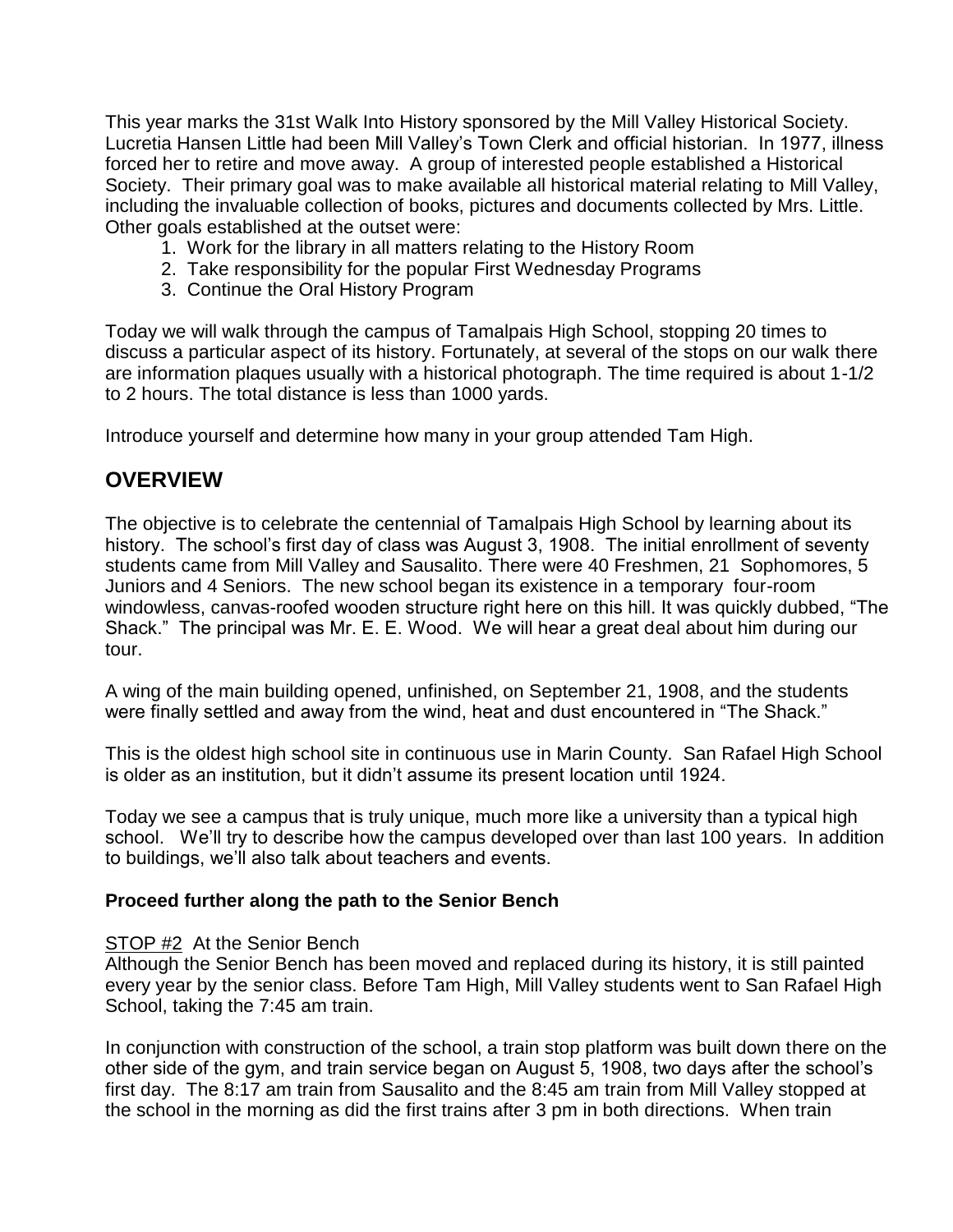This year marks the 31st Walk Into History sponsored by the Mill Valley Historical Society. Lucretia Hansen Little had been Mill Valley's Town Clerk and official historian. In 1977, illness forced her to retire and move away. A group of interested people established a Historical Society. Their primary goal was to make available all historical material relating to Mill Valley, including the invaluable collection of books, pictures and documents collected by Mrs. Little. Other goals established at the outset were:

1. Work for the library in all matters relating to the History Room
2. Take responsibility for the popular First Wednesday Programs
3. Continue the Oral History Program

Today we will walk through the campus of Tamalpais High School, stopping 20 times to discuss a particular aspect of its history. Fortunately, at several of the stops on our walk there are information plaques usually with a historical photograph. The time required is about 1-1/2 to 2 hours. The total distance is less than 1000 yards.

Introduce yourself and determine how many in your group attended Tam High.

## OVERVIEW

The objective is to celebrate the centennial of Tamalpais High School by learning about its history. The school's first day of class was August 3, 1908. The initial enrollment of seventy students came from Mill Valley and Sausalito. There were 40 Freshmen, 21 Sophomores, 5 Juniors and 4 Seniors. The new school began its existence in a temporary four-room windowless, canvas-roofed wooden structure right here on this hill. It was quickly dubbed, "The Shack." The principal was Mr. E. E. Wood. We will hear a great deal about him during our tour.

A wing of the main building opened, unfinished, on September 21, 1908, and the students were finally settled and away from the wind, heat and dust encountered in "The Shack."

This is the oldest high school site in continuous use in Marin County. San Rafael High School is older as an institution, but it didn't assume its present location until 1924.

Today we see a campus that is truly unique, much more like a university than a typical high school. We'll try to describe how the campus developed over than last 100 years. In addition to buildings, we'll also talk about teachers and events.

**Proceed further along the path to the Senior Bench**

STOP #2 At the Senior Bench

Although the Senior Bench has been moved and replaced during its history, it is still painted every year by the senior class. Before Tam High, Mill Valley students went to San Rafael High School, taking the 7:45 am train.

In conjunction with construction of the school, a train stop platform was built down there on the other side of the gym, and train service began on August 5, 1908, two days after the school's first day. The 8:17 am train from Sausalito and the 8:45 am train from Mill Valley stopped at the school in the morning as did the first trains after 3 pm in both directions. When train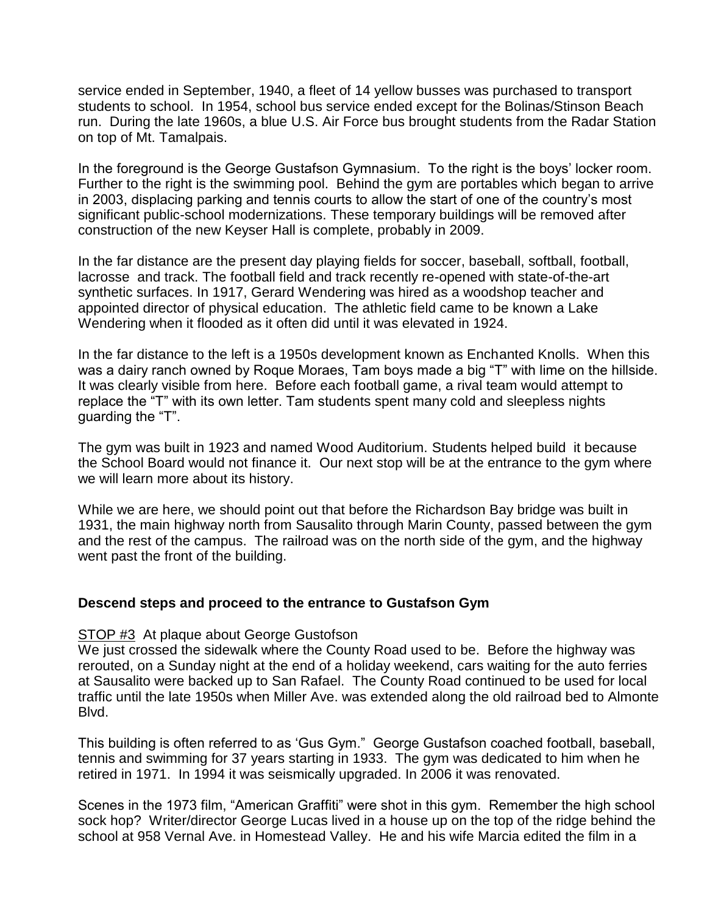service ended in September, 1940, a fleet of 14 yellow busses was purchased to transport students to school. In 1954, school bus service ended except for the Bolinas/Stinson Beach run. During the late 1960s, a blue U.S. Air Force bus brought students from the Radar Station on top of Mt. Tamalpais.

In the foreground is the George Gustafson Gymnasium. To the right is the boys' locker room. Further to the right is the swimming pool. Behind the gym are portables which began to arrive in 2003, displacing parking and tennis courts to allow the start of one of the country's most significant public-school modernizations. These temporary buildings will be removed after construction of the new Keyser Hall is complete, probably in 2009.

In the far distance are the present day playing fields for soccer, baseball, softball, football, lacrosse and track. The football field and track recently re-opened with state-of-the-art synthetic surfaces. In 1917, Gerard Wendering was hired as a woodshop teacher and appointed director of physical education. The athletic field came to be known a Lake Wendering when it flooded as it often did until it was elevated in 1924.

In the far distance to the left is a 1950s development known as Enchanted Knolls. When this was a dairy ranch owned by Roque Moraes, Tam boys made a big "T" with lime on the hillside. It was clearly visible from here. Before each football game, a rival team would attempt to replace the "T" with its own letter. Tam students spent many cold and sleepless nights guarding the "T".

The gym was built in 1923 and named Wood Auditorium. Students helped build it because the School Board would not finance it. Our next stop will be at the entrance to the gym where we will learn more about its history.

While we are here, we should point out that before the Richardson Bay bridge was built in 1931, the main highway north from Sausalito through Marin County, passed between the gym and the rest of the campus. The railroad was on the north side of the gym, and the highway went past the front of the building.

**Descend steps and proceed to the entrance to Gustafson Gym**

STOP #3 At plaque about George Gustofson

We just crossed the sidewalk where the County Road used to be. Before the highway was rerouted, on a Sunday night at the end of a holiday weekend, cars waiting for the auto ferries at Sausalito were backed up to San Rafael. The County Road continued to be used for local traffic until the late 1950s when Miller Ave. was extended along the old railroad bed to Almonte Blvd.

This building is often referred to as 'Gus Gym." George Gustafson coached football, baseball, tennis and swimming for 37 years starting in 1933. The gym was dedicated to him when he retired in 1971. In 1994 it was seismically upgraded. In 2006 it was renovated.

Scenes in the 1973 film, "American Graffiti" were shot in this gym. Remember the high school sock hop? Writer/director George Lucas lived in a house up on the top of the ridge behind the school at 958 Vernal Ave. in Homestead Valley. He and his wife Marcia edited the film in a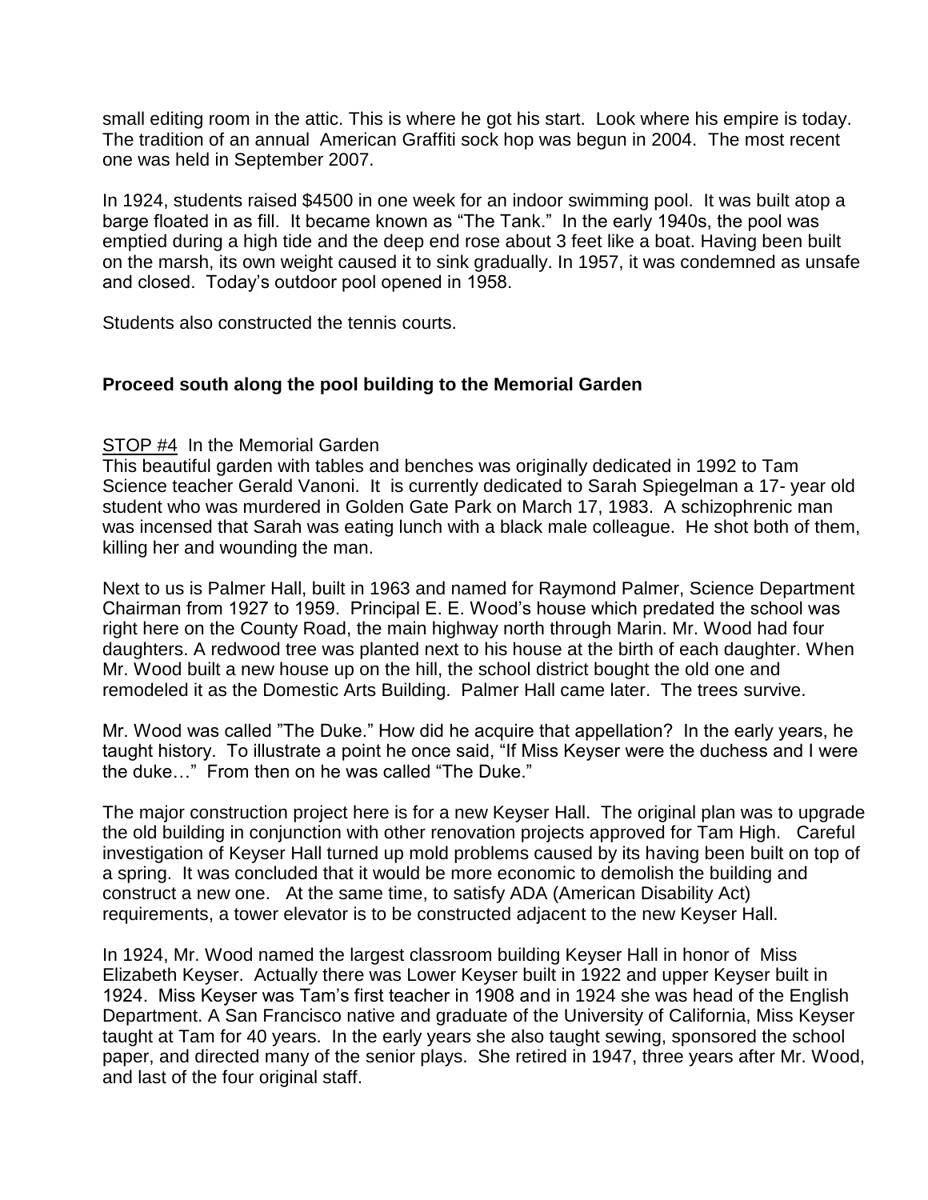small editing room in the attic. This is where he got his start. Look where his empire is today. The tradition of an annual American Graffiti sock hop was begun in 2004. The most recent one was held in September 2007.

In 1924, students raised $4500 in one week for an indoor swimming pool. It was built atop a barge floated in as fill. It became known as "The Tank." In the early 1940s, the pool was emptied during a high tide and the deep end rose about 3 feet like a boat. Having been built on the marsh, its own weight caused it to sink gradually. In 1957, it was condemned as unsafe and closed. Today's outdoor pool opened in 1958.

Students also constructed the tennis courts.

**Proceed south along the pool building to the Memorial Garden**

STOP #4 In the Memorial Garden

This beautiful garden with tables and benches was originally dedicated in 1992 to Tam Science teacher Gerald Vanoni. It is currently dedicated to Sarah Spiegelman a 17- year old student who was murdered in Golden Gate Park on March 17, 1983. A schizophrenic man was incensed that Sarah was eating lunch with a black male colleague. He shot both of them, killing her and wounding the man.

Next to us is Palmer Hall, built in 1963 and named for Raymond Palmer, Science Department Chairman from 1927 to 1959. Principal E. E. Wood's house which predated the school was right here on the County Road, the main highway north through Marin. Mr. Wood had four daughters. A redwood tree was planted next to his house at the birth of each daughter. When Mr. Wood built a new house up on the hill, the school district bought the old one and remodeled it as the Domestic Arts Building. Palmer Hall came later. The trees survive.

Mr. Wood was called "The Duke." How did he acquire that appellation? In the early years, he taught history. To illustrate a point he once said, "If Miss Keyser were the duchess and I were the duke…" From then on he was called "The Duke."

The major construction project here is for a new Keyser Hall. The original plan was to upgrade the old building in conjunction with other renovation projects approved for Tam High. Careful investigation of Keyser Hall turned up mold problems caused by its having been built on top of a spring. It was concluded that it would be more economic to demolish the building and construct a new one. At the same time, to satisfy ADA (American Disability Act) requirements, a tower elevator is to be constructed adjacent to the new Keyser Hall.

In 1924, Mr. Wood named the largest classroom building Keyser Hall in honor of Miss Elizabeth Keyser. Actually there was Lower Keyser built in 1922 and upper Keyser built in 1924. Miss Keyser was Tam's first teacher in 1908 and in 1924 she was head of the English Department. A San Francisco native and graduate of the University of California, Miss Keyser taught at Tam for 40 years. In the early years she also taught sewing, sponsored the school paper, and directed many of the senior plays. She retired in 1947, three years after Mr. Wood, and last of the four original staff.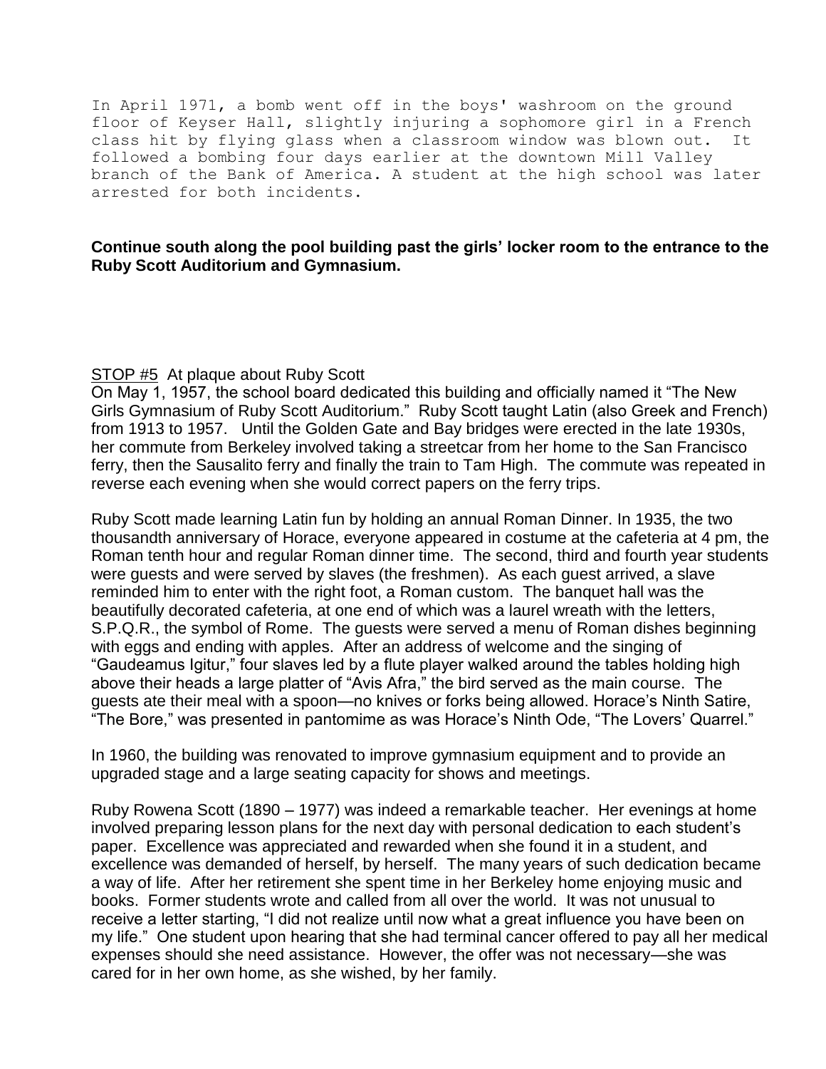In April 1971, a bomb went off in the boys' washroom on the ground floor of Keyser Hall, slightly injuring a sophomore girl in a French class hit by flying glass when a classroom window was blown out. It followed a bombing four days earlier at the downtown Mill Valley branch of the Bank of America. A student at the high school was later arrested for both incidents.

**Continue south along the pool building past the girls' locker room to the entrance to the Ruby Scott Auditorium and Gymnasium.**

STOP #5 At plaque about Ruby Scott

On May 1, 1957, the school board dedicated this building and officially named it "The New Girls Gymnasium of Ruby Scott Auditorium." Ruby Scott taught Latin (also Greek and French) from 1913 to 1957. Until the Golden Gate and Bay bridges were erected in the late 1930s, her commute from Berkeley involved taking a streetcar from her home to the San Francisco ferry, then the Sausalito ferry and finally the train to Tam High. The commute was repeated in reverse each evening when she would correct papers on the ferry trips.

Ruby Scott made learning Latin fun by holding an annual Roman Dinner. In 1935, the two thousandth anniversary of Horace, everyone appeared in costume at the cafeteria at 4 pm, the Roman tenth hour and regular Roman dinner time. The second, third and fourth year students were guests and were served by slaves (the freshmen). As each guest arrived, a slave reminded him to enter with the right foot, a Roman custom. The banquet hall was the beautifully decorated cafeteria, at one end of which was a laurel wreath with the letters, S.P.Q.R., the symbol of Rome. The guests were served a menu of Roman dishes beginning with eggs and ending with apples. After an address of welcome and the singing of "Gaudeamus Igitur," four slaves led by a flute player walked around the tables holding high above their heads a large platter of "Avis Afra," the bird served as the main course. The guests ate their meal with a spoon—no knives or forks being allowed. Horace's Ninth Satire, "The Bore," was presented in pantomime as was Horace's Ninth Ode, "The Lovers' Quarrel."

In 1960, the building was renovated to improve gymnasium equipment and to provide an upgraded stage and a large seating capacity for shows and meetings.

Ruby Rowena Scott (1890 – 1977) was indeed a remarkable teacher. Her evenings at home involved preparing lesson plans for the next day with personal dedication to each student's paper. Excellence was appreciated and rewarded when she found it in a student, and excellence was demanded of herself, by herself. The many years of such dedication became a way of life. After her retirement she spent time in her Berkeley home enjoying music and books. Former students wrote and called from all over the world. It was not unusual to receive a letter starting, "I did not realize until now what a great influence you have been on my life." One student upon hearing that she had terminal cancer offered to pay all her medical expenses should she need assistance. However, the offer was not necessary—she was cared for in her own home, as she wished, by her family.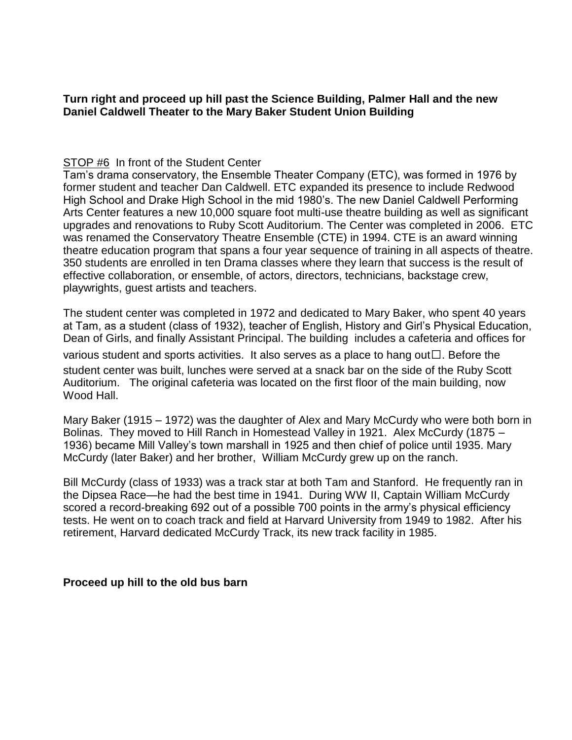**Turn right and proceed up hill past the Science Building, Palmer Hall and the new Daniel Caldwell Theater to the Mary Baker Student Union Building**

STOP #6 In front of the Student Center

Tam's drama conservatory, the Ensemble Theater Company (ETC), was formed in 1976 by former student and teacher Dan Caldwell. ETC expanded its presence to include Redwood High School and Drake High School in the mid 1980's. The new Daniel Caldwell Performing Arts Center features a new 10,000 square foot multi-use theatre building as well as significant upgrades and renovations to Ruby Scott Auditorium. The Center was completed in 2006. ETC was renamed the Conservatory Theatre Ensemble (CTE) in 1994. CTE is an award winning theatre education program that spans a four year sequence of training in all aspects of theatre. 350 students are enrolled in ten Drama classes where they learn that success is the result of effective collaboration, or ensemble, of actors, directors, technicians, backstage crew, playwrights, guest artists and teachers.

The student center was completed in 1972 and dedicated to Mary Baker, who spent 40 years at Tam, as a student (class of 1932), teacher of English, History and Girl's Physical Education, Dean of Girls, and finally Assistant Principal. The building includes a cafeteria and offices for various student and sports activities. It also serves as a place to hang out☐. Before the student center was built, lunches were served at a snack bar on the side of the Ruby Scott Auditorium. The original cafeteria was located on the first floor of the main building, now Wood Hall.

Mary Baker (1915 – 1972) was the daughter of Alex and Mary McCurdy who were both born in Bolinas. They moved to Hill Ranch in Homestead Valley in 1921. Alex McCurdy (1875 – 1936) became Mill Valley's town marshall in 1925 and then chief of police until 1935. Mary McCurdy (later Baker) and her brother, William McCurdy grew up on the ranch.

Bill McCurdy (class of 1933) was a track star at both Tam and Stanford. He frequently ran in the Dipsea Race—he had the best time in 1941. During WW II, Captain William McCurdy scored a record-breaking 692 out of a possible 700 points in the army's physical efficiency tests. He went on to coach track and field at Harvard University from 1949 to 1982. After his retirement, Harvard dedicated McCurdy Track, its new track facility in 1985.

**Proceed up hill to the old bus barn**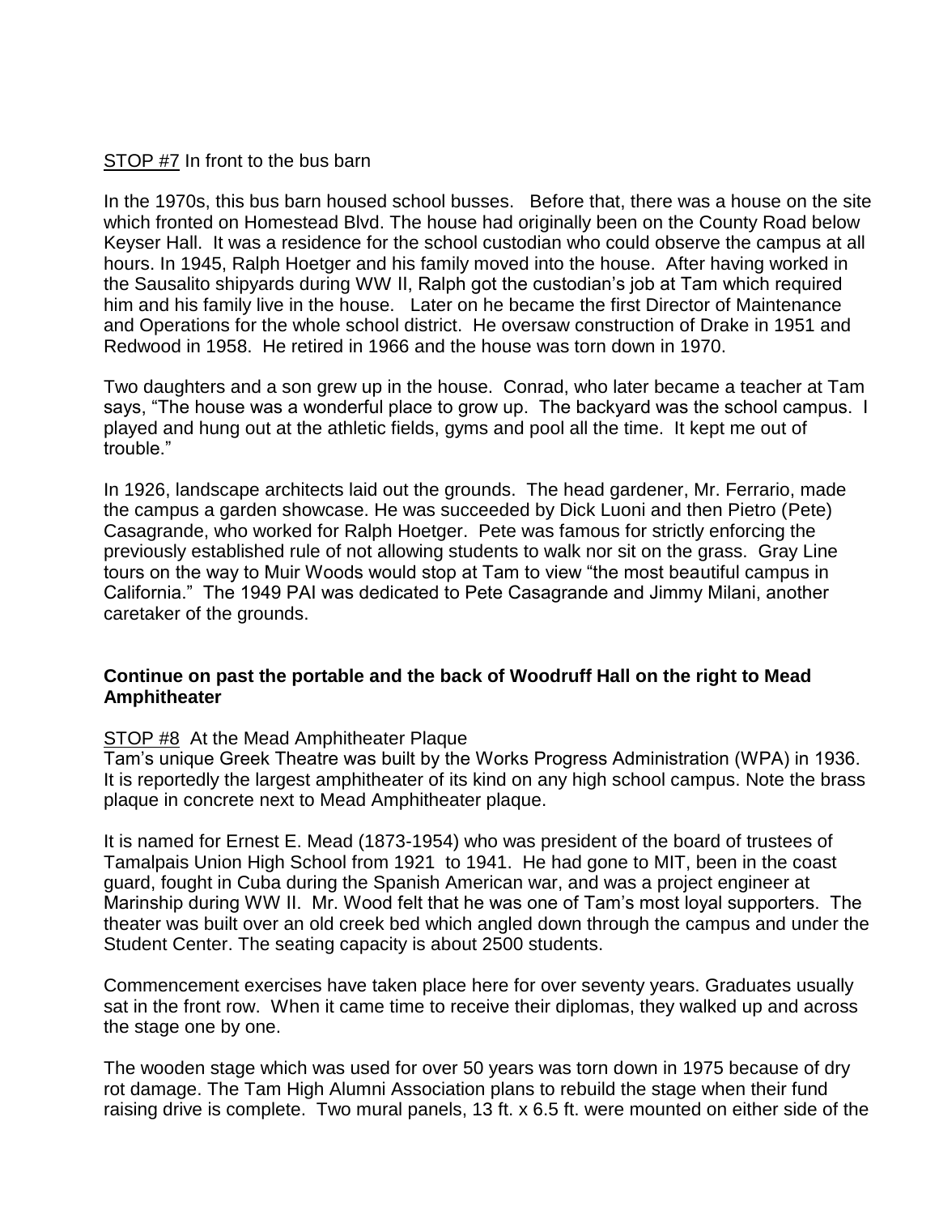STOP #7 In front to the bus barn

In the 1970s, this bus barn housed school busses. Before that, there was a house on the site which fronted on Homestead Blvd. The house had originally been on the County Road below Keyser Hall. It was a residence for the school custodian who could observe the campus at all hours. In 1945, Ralph Hoetger and his family moved into the house. After having worked in the Sausalito shipyards during WW II, Ralph got the custodian's job at Tam which required him and his family live in the house. Later on he became the first Director of Maintenance and Operations for the whole school district. He oversaw construction of Drake in 1951 and Redwood in 1958. He retired in 1966 and the house was torn down in 1970.

Two daughters and a son grew up in the house. Conrad, who later became a teacher at Tam says, "The house was a wonderful place to grow up. The backyard was the school campus. I played and hung out at the athletic fields, gyms and pool all the time. It kept me out of trouble."

In 1926, landscape architects laid out the grounds. The head gardener, Mr. Ferrario, made the campus a garden showcase. He was succeeded by Dick Luoni and then Pietro (Pete) Casagrande, who worked for Ralph Hoetger. Pete was famous for strictly enforcing the previously established rule of not allowing students to walk nor sit on the grass. Gray Line tours on the way to Muir Woods would stop at Tam to view "the most beautiful campus in California." The 1949 PAI was dedicated to Pete Casagrande and Jimmy Milani, another caretaker of the grounds.

**Continue on past the portable and the back of Woodruff Hall on the right to Mead Amphitheater**

STOP #8 At the Mead Amphitheater Plaque

Tam's unique Greek Theatre was built by the Works Progress Administration (WPA) in 1936. It is reportedly the largest amphitheater of its kind on any high school campus. Note the brass plaque in concrete next to Mead Amphitheater plaque.

It is named for Ernest E. Mead (1873-1954) who was president of the board of trustees of Tamalpais Union High School from 1921 to 1941. He had gone to MIT, been in the coast guard, fought in Cuba during the Spanish American war, and was a project engineer at Marinship during WW II. Mr. Wood felt that he was one of Tam's most loyal supporters. The theater was built over an old creek bed which angled down through the campus and under the Student Center. The seating capacity is about 2500 students.

Commencement exercises have taken place here for over seventy years. Graduates usually sat in the front row. When it came time to receive their diplomas, they walked up and across the stage one by one.

The wooden stage which was used for over 50 years was torn down in 1975 because of dry rot damage. The Tam High Alumni Association plans to rebuild the stage when their fund raising drive is complete. Two mural panels, 13 ft. x 6.5 ft. were mounted on either side of the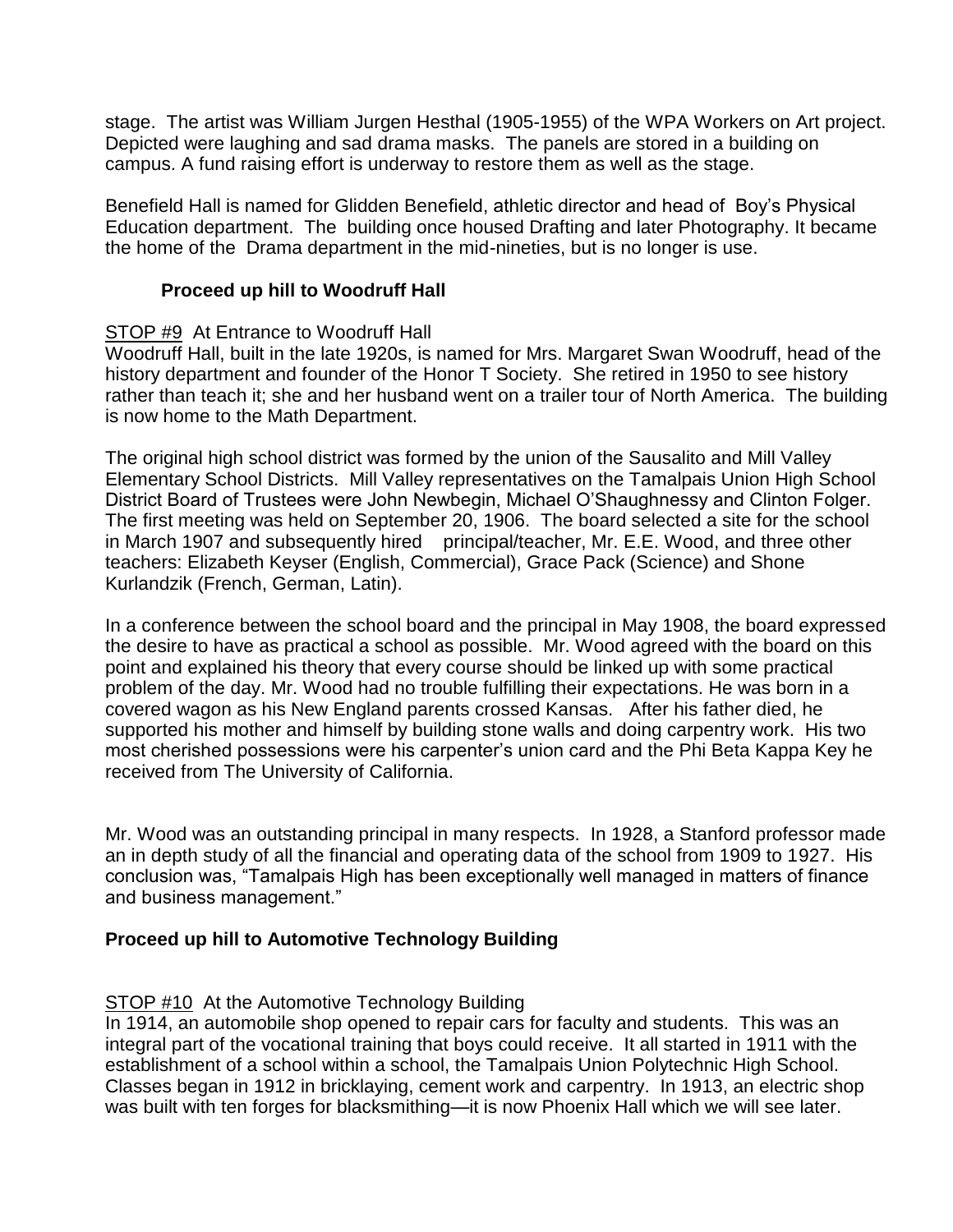stage. The artist was William Jurgen Hesthal (1905-1955) of the WPA Workers on Art project. Depicted were laughing and sad drama masks. The panels are stored in a building on campus. A fund raising effort is underway to restore them as well as the stage.

Benefield Hall is named for Glidden Benefield, athletic director and head of Boy's Physical Education department. The building once housed Drafting and later Photography. It became the home of the Drama department in the mid-nineties, but is no longer is use.

**Proceed up hill to Woodruff Hall**

STOP #9 At Entrance to Woodruff Hall
Woodruff Hall, built in the late 1920s, is named for Mrs. Margaret Swan Woodruff, head of the history department and founder of the Honor T Society. She retired in 1950 to see history rather than teach it; she and her husband went on a trailer tour of North America. The building is now home to the Math Department.

The original high school district was formed by the union of the Sausalito and Mill Valley Elementary School Districts. Mill Valley representatives on the Tamalpais Union High School District Board of Trustees were John Newbegin, Michael O'Shaughnessy and Clinton Folger. The first meeting was held on September 20, 1906. The board selected a site for the school in March 1907 and subsequently hired principal/teacher, Mr. E.E. Wood, and three other teachers: Elizabeth Keyser (English, Commercial), Grace Pack (Science) and Shone Kurlandzik (French, German, Latin).

In a conference between the school board and the principal in May 1908, the board expressed the desire to have as practical a school as possible. Mr. Wood agreed with the board on this point and explained his theory that every course should be linked up with some practical problem of the day. Mr. Wood had no trouble fulfilling their expectations. He was born in a covered wagon as his New England parents crossed Kansas. After his father died, he supported his mother and himself by building stone walls and doing carpentry work. His two most cherished possessions were his carpenter's union card and the Phi Beta Kappa Key he received from The University of California.

Mr. Wood was an outstanding principal in many respects. In 1928, a Stanford professor made an in depth study of all the financial and operating data of the school from 1909 to 1927. His conclusion was, "Tamalpais High has been exceptionally well managed in matters of finance and business management."

**Proceed up hill to Automotive Technology Building**

STOP #10 At the Automotive Technology Building
In 1914, an automobile shop opened to repair cars for faculty and students. This was an integral part of the vocational training that boys could receive. It all started in 1911 with the establishment of a school within a school, the Tamalpais Union Polytechnic High School. Classes began in 1912 in bricklaying, cement work and carpentry. In 1913, an electric shop was built with ten forges for blacksmithing—it is now Phoenix Hall which we will see later.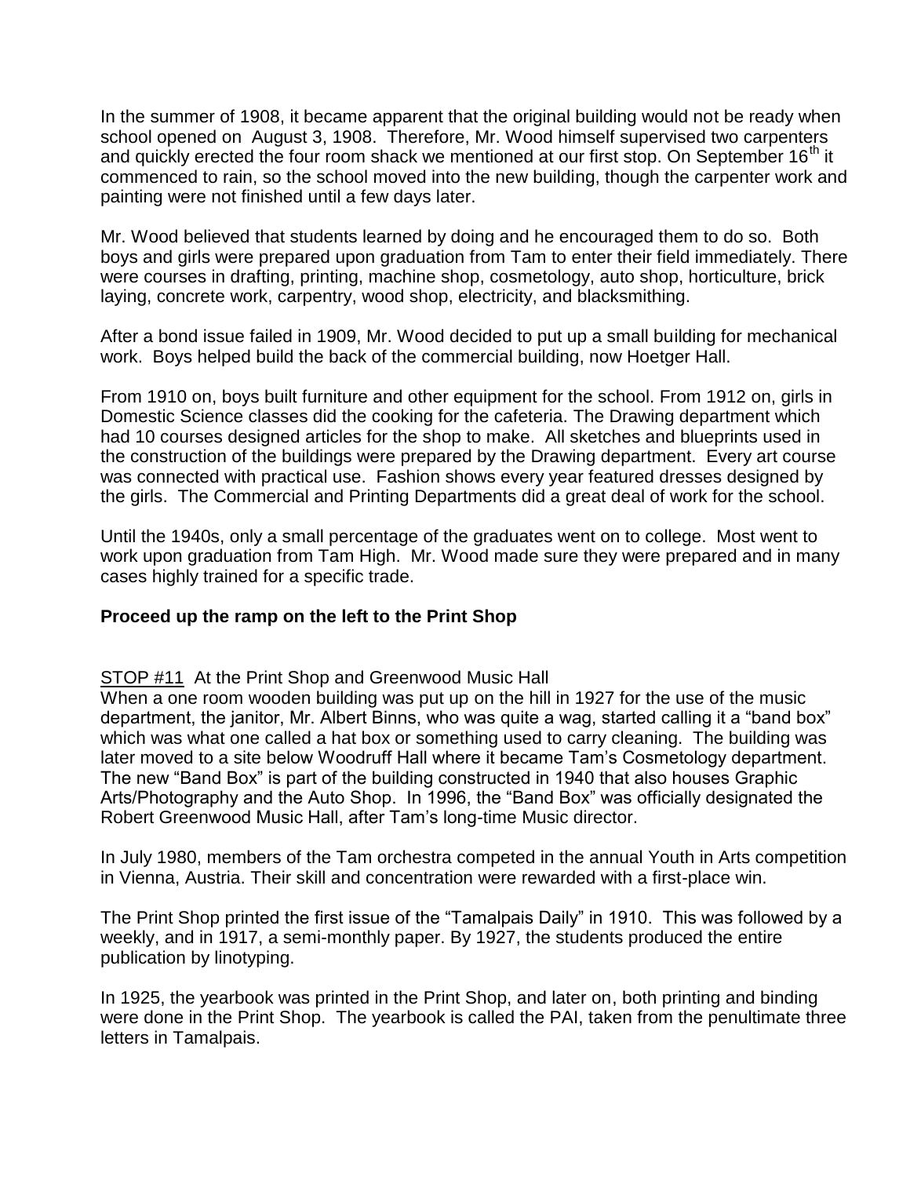In the summer of 1908, it became apparent that the original building would not be ready when school opened on August 3, 1908. Therefore, Mr. Wood himself supervised two carpenters and quickly erected the four room shack we mentioned at our first stop. On September 16th it commenced to rain, so the school moved into the new building, though the carpenter work and painting were not finished until a few days later.

Mr. Wood believed that students learned by doing and he encouraged them to do so. Both boys and girls were prepared upon graduation from Tam to enter their field immediately. There were courses in drafting, printing, machine shop, cosmetology, auto shop, horticulture, brick laying, concrete work, carpentry, wood shop, electricity, and blacksmithing.

After a bond issue failed in 1909, Mr. Wood decided to put up a small building for mechanical work. Boys helped build the back of the commercial building, now Hoetger Hall.

From 1910 on, boys built furniture and other equipment for the school. From 1912 on, girls in Domestic Science classes did the cooking for the cafeteria. The Drawing department which had 10 courses designed articles for the shop to make. All sketches and blueprints used in the construction of the buildings were prepared by the Drawing department. Every art course was connected with practical use. Fashion shows every year featured dresses designed by the girls. The Commercial and Printing Departments did a great deal of work for the school.

Until the 1940s, only a small percentage of the graduates went on to college. Most went to work upon graduation from Tam High. Mr. Wood made sure they were prepared and in many cases highly trained for a specific trade.

**Proceed up the ramp on the left to the Print Shop**

STOP #11 At the Print Shop and Greenwood Music Hall

When a one room wooden building was put up on the hill in 1927 for the use of the music department, the janitor, Mr. Albert Binns, who was quite a wag, started calling it a "band box" which was what one called a hat box or something used to carry cleaning. The building was later moved to a site below Woodruff Hall where it became Tam's Cosmetology department. The new "Band Box" is part of the building constructed in 1940 that also houses Graphic Arts/Photography and the Auto Shop. In 1996, the "Band Box" was officially designated the Robert Greenwood Music Hall, after Tam's long-time Music director.

In July 1980, members of the Tam orchestra competed in the annual Youth in Arts competition in Vienna, Austria. Their skill and concentration were rewarded with a first-place win.

The Print Shop printed the first issue of the "Tamalpais Daily" in 1910. This was followed by a weekly, and in 1917, a semi-monthly paper. By 1927, the students produced the entire publication by linotyping.

In 1925, the yearbook was printed in the Print Shop, and later on, both printing and binding were done in the Print Shop. The yearbook is called the PAI, taken from the penultimate three letters in Tamalpais.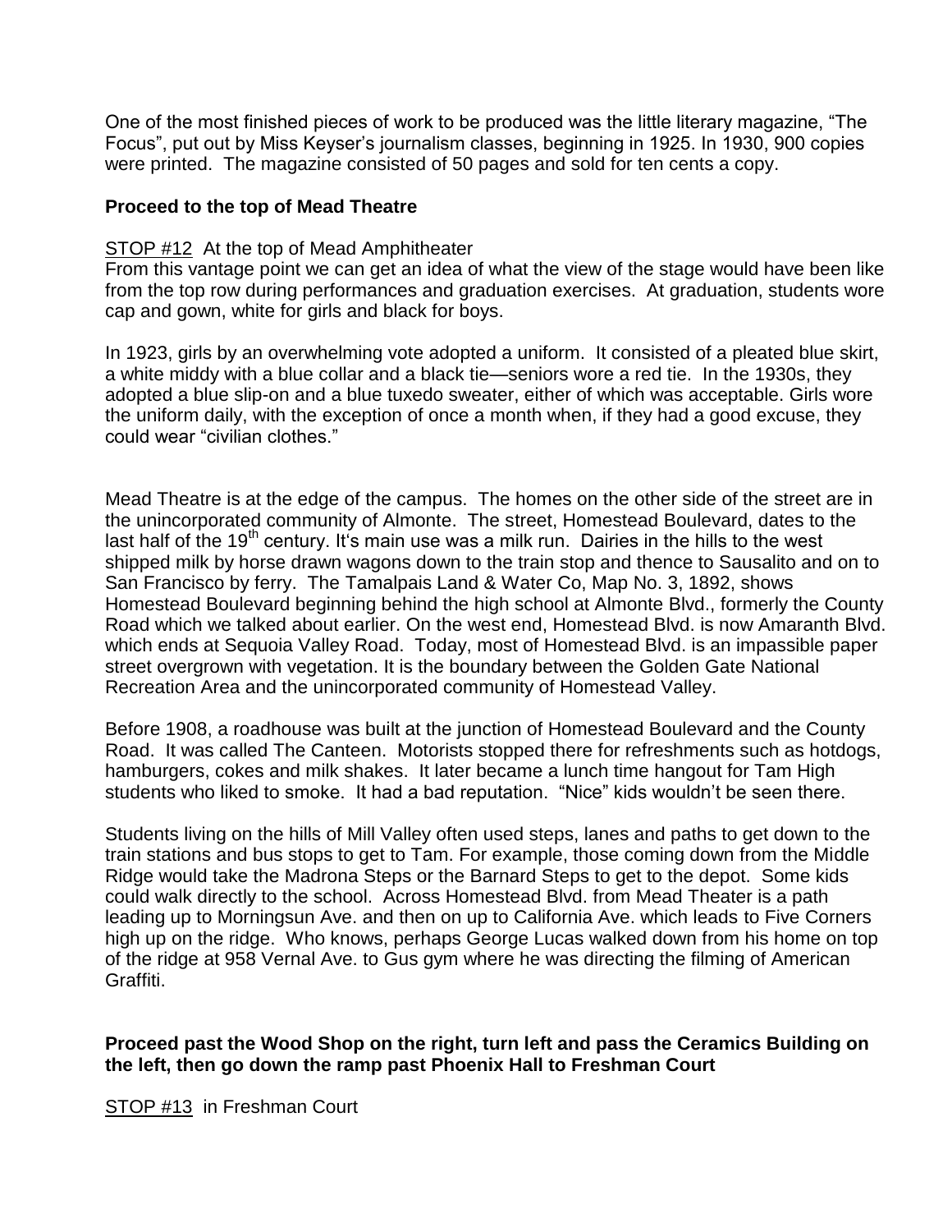One of the most finished pieces of work to be produced was the little literary magazine, "The Focus", put out by Miss Keyser's journalism classes, beginning in 1925. In 1930, 900 copies were printed. The magazine consisted of 50 pages and sold for ten cents a copy.

**Proceed to the top of Mead Theatre**

STOP #12 At the top of Mead Amphitheater

From this vantage point we can get an idea of what the view of the stage would have been like from the top row during performances and graduation exercises. At graduation, students wore cap and gown, white for girls and black for boys.

In 1923, girls by an overwhelming vote adopted a uniform. It consisted of a pleated blue skirt, a white middy with a blue collar and a black tie—seniors wore a red tie. In the 1930s, they adopted a blue slip-on and a blue tuxedo sweater, either of which was acceptable. Girls wore the uniform daily, with the exception of once a month when, if they had a good excuse, they could wear "civilian clothes."

Mead Theatre is at the edge of the campus. The homes on the other side of the street are in the unincorporated community of Almonte. The street, Homestead Boulevard, dates to the last half of the 19th century. It's main use was a milk run. Dairies in the hills to the west shipped milk by horse drawn wagons down to the train stop and thence to Sausalito and on to San Francisco by ferry. The Tamalpais Land & Water Co, Map No. 3, 1892, shows Homestead Boulevard beginning behind the high school at Almonte Blvd., formerly the County Road which we talked about earlier. On the west end, Homestead Blvd. is now Amaranth Blvd. which ends at Sequoia Valley Road. Today, most of Homestead Blvd. is an impassible paper street overgrown with vegetation. It is the boundary between the Golden Gate National Recreation Area and the unincorporated community of Homestead Valley.

Before 1908, a roadhouse was built at the junction of Homestead Boulevard and the County Road. It was called The Canteen. Motorists stopped there for refreshments such as hotdogs, hamburgers, cokes and milk shakes. It later became a lunch time hangout for Tam High students who liked to smoke. It had a bad reputation. "Nice" kids wouldn't be seen there.

Students living on the hills of Mill Valley often used steps, lanes and paths to get down to the train stations and bus stops to get to Tam. For example, those coming down from the Middle Ridge would take the Madrona Steps or the Barnard Steps to get to the depot. Some kids could walk directly to the school. Across Homestead Blvd. from Mead Theater is a path leading up to Morningsun Ave. and then on up to California Ave. which leads to Five Corners high up on the ridge. Who knows, perhaps George Lucas walked down from his home on top of the ridge at 958 Vernal Ave. to Gus gym where he was directing the filming of American Graffiti.

**Proceed past the Wood Shop on the right, turn left and pass the Ceramics Building on the left, then go down the ramp past Phoenix Hall to Freshman Court**

STOP #13 in Freshman Court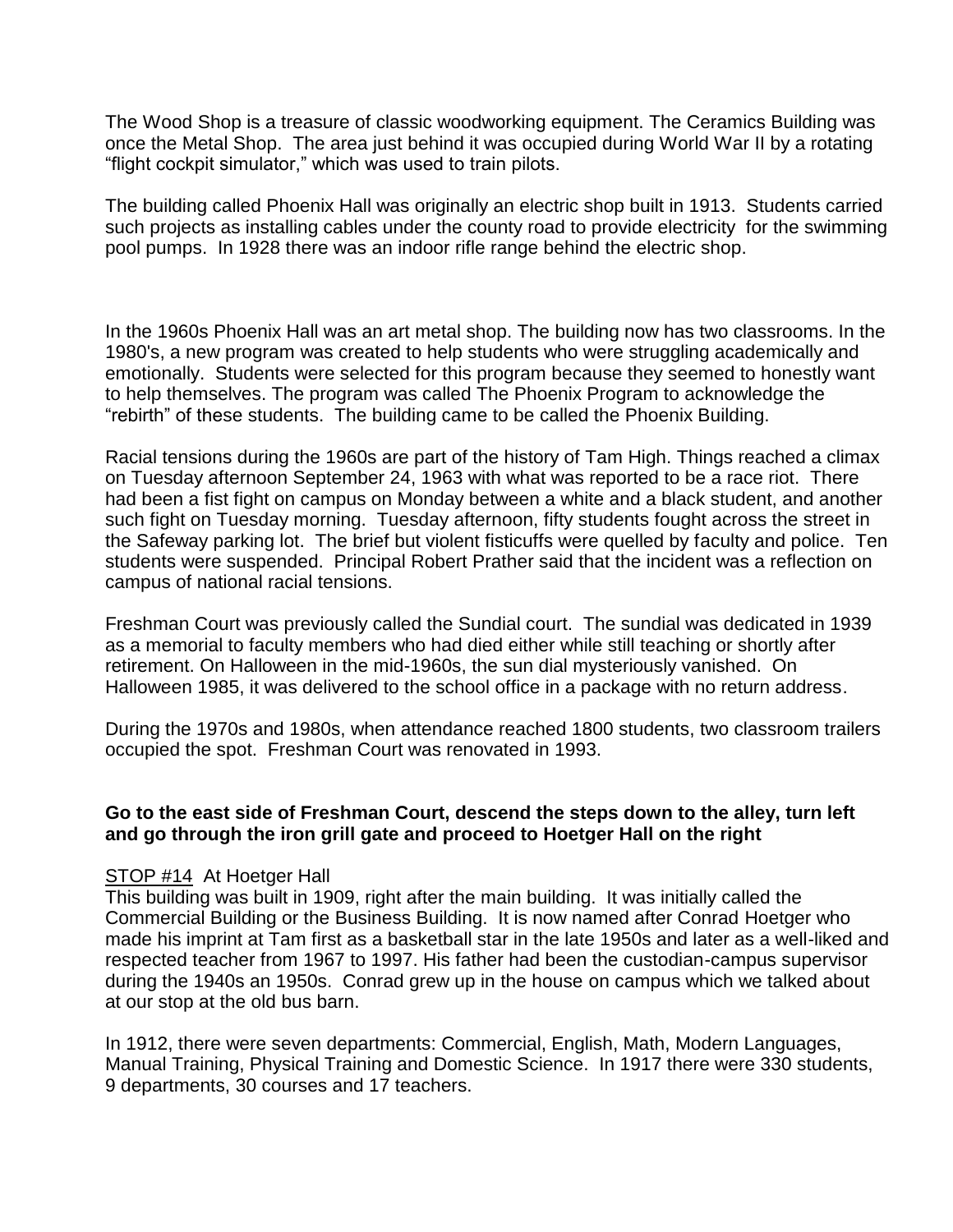The Wood Shop is a treasure of classic woodworking equipment. The Ceramics Building was once the Metal Shop. The area just behind it was occupied during World War II by a rotating "flight cockpit simulator," which was used to train pilots.

The building called Phoenix Hall was originally an electric shop built in 1913. Students carried such projects as installing cables under the county road to provide electricity for the swimming pool pumps. In 1928 there was an indoor rifle range behind the electric shop.

In the 1960s Phoenix Hall was an art metal shop. The building now has two classrooms. In the 1980's, a new program was created to help students who were struggling academically and emotionally. Students were selected for this program because they seemed to honestly want to help themselves. The program was called The Phoenix Program to acknowledge the "rebirth" of these students. The building came to be called the Phoenix Building.

Racial tensions during the 1960s are part of the history of Tam High. Things reached a climax on Tuesday afternoon September 24, 1963 with what was reported to be a race riot. There had been a fist fight on campus on Monday between a white and a black student, and another such fight on Tuesday morning. Tuesday afternoon, fifty students fought across the street in the Safeway parking lot. The brief but violent fisticuffs were quelled by faculty and police. Ten students were suspended. Principal Robert Prather said that the incident was a reflection on campus of national racial tensions.

Freshman Court was previously called the Sundial court. The sundial was dedicated in 1939 as a memorial to faculty members who had died either while still teaching or shortly after retirement. On Halloween in the mid-1960s, the sun dial mysteriously vanished. On Halloween 1985, it was delivered to the school office in a package with no return address.

During the 1970s and 1980s, when attendance reached 1800 students, two classroom trailers occupied the spot. Freshman Court was renovated in 1993.

**Go to the east side of Freshman Court, descend the steps down to the alley, turn left and go through the iron grill gate and proceed to Hoetger Hall on the right**

STOP #14 At Hoetger Hall

This building was built in 1909, right after the main building. It was initially called the Commercial Building or the Business Building. It is now named after Conrad Hoetger who made his imprint at Tam first as a basketball star in the late 1950s and later as a well-liked and respected teacher from 1967 to 1997. His father had been the custodian-campus supervisor during the 1940s an 1950s. Conrad grew up in the house on campus which we talked about at our stop at the old bus barn.

In 1912, there were seven departments: Commercial, English, Math, Modern Languages, Manual Training, Physical Training and Domestic Science. In 1917 there were 330 students, 9 departments, 30 courses and 17 teachers.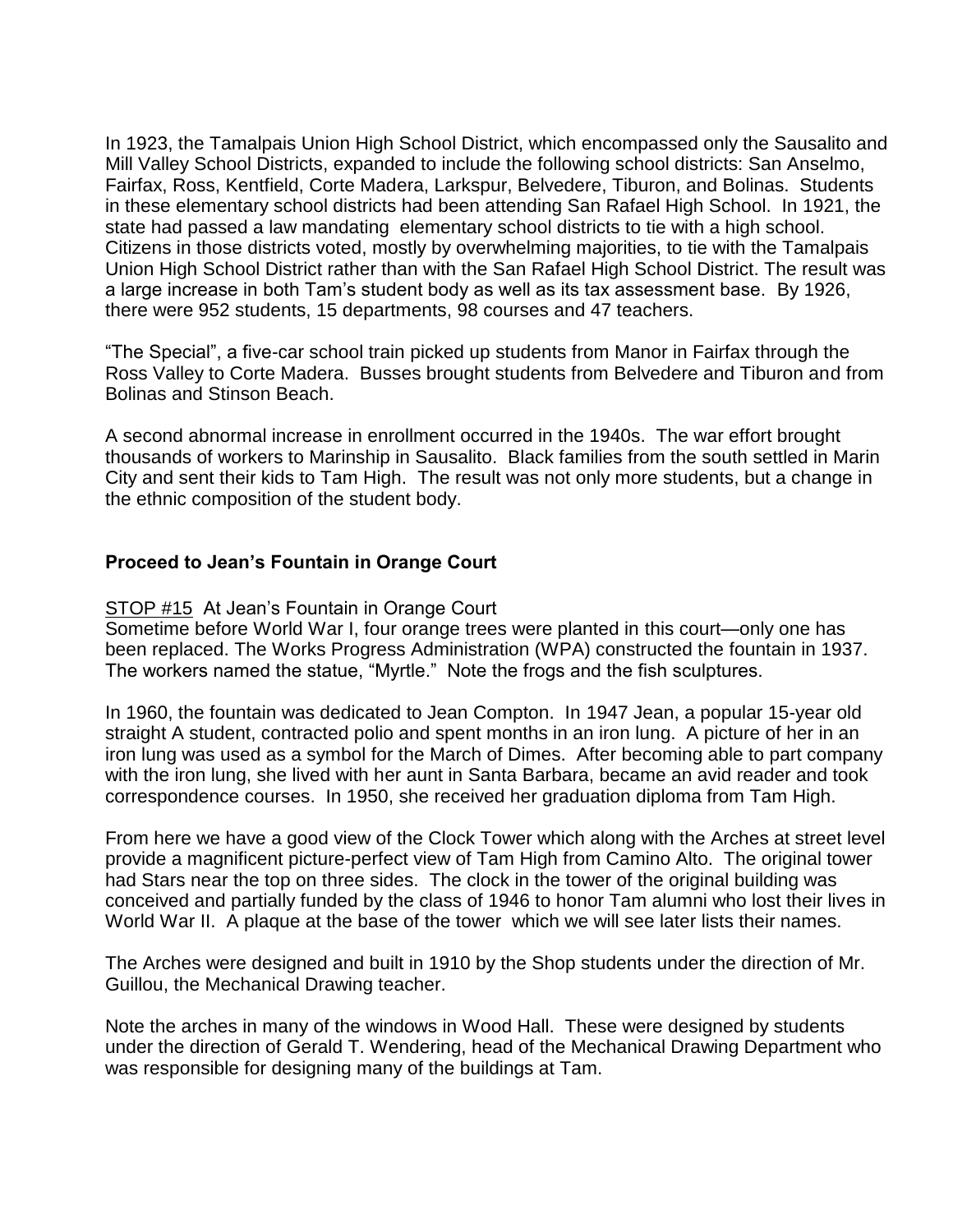In 1923, the Tamalpais Union High School District, which encompassed only the Sausalito and Mill Valley School Districts, expanded to include the following school districts: San Anselmo, Fairfax, Ross, Kentfield, Corte Madera, Larkspur, Belvedere, Tiburon, and Bolinas. Students in these elementary school districts had been attending San Rafael High School. In 1921, the state had passed a law mandating elementary school districts to tie with a high school. Citizens in those districts voted, mostly by overwhelming majorities, to tie with the Tamalpais Union High School District rather than with the San Rafael High School District. The result was a large increase in both Tam's student body as well as its tax assessment base. By 1926, there were 952 students, 15 departments, 98 courses and 47 teachers.

"The Special", a five-car school train picked up students from Manor in Fairfax through the Ross Valley to Corte Madera. Busses brought students from Belvedere and Tiburon and from Bolinas and Stinson Beach.

A second abnormal increase in enrollment occurred in the 1940s. The war effort brought thousands of workers to Marinship in Sausalito. Black families from the south settled in Marin City and sent their kids to Tam High. The result was not only more students, but a change in the ethnic composition of the student body.

**Proceed to Jean's Fountain in Orange Court**

STOP #15 At Jean's Fountain in Orange Court

Sometime before World War I, four orange trees were planted in this court—only one has been replaced. The Works Progress Administration (WPA) constructed the fountain in 1937. The workers named the statue, "Myrtle." Note the frogs and the fish sculptures.

In 1960, the fountain was dedicated to Jean Compton. In 1947 Jean, a popular 15-year old straight A student, contracted polio and spent months in an iron lung. A picture of her in an iron lung was used as a symbol for the March of Dimes. After becoming able to part company with the iron lung, she lived with her aunt in Santa Barbara, became an avid reader and took correspondence courses. In 1950, she received her graduation diploma from Tam High.

From here we have a good view of the Clock Tower which along with the Arches at street level provide a magnificent picture-perfect view of Tam High from Camino Alto. The original tower had Stars near the top on three sides. The clock in the tower of the original building was conceived and partially funded by the class of 1946 to honor Tam alumni who lost their lives in World War II. A plaque at the base of the tower which we will see later lists their names.

The Arches were designed and built in 1910 by the Shop students under the direction of Mr. Guillou, the Mechanical Drawing teacher.

Note the arches in many of the windows in Wood Hall. These were designed by students under the direction of Gerald T. Wendering, head of the Mechanical Drawing Department who was responsible for designing many of the buildings at Tam.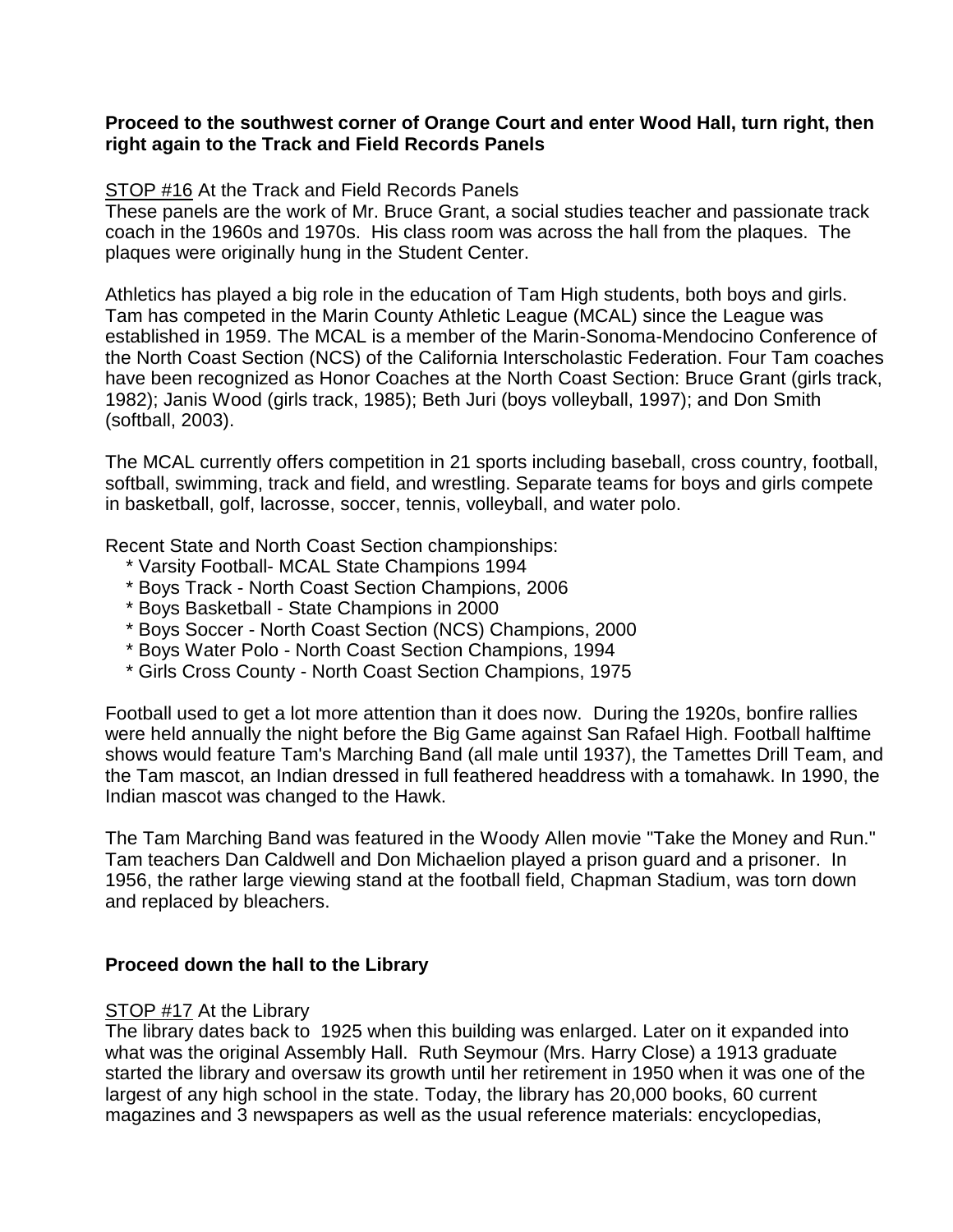**Proceed to the southwest corner of Orange Court and enter Wood Hall, turn right, then right again to the Track and Field Records Panels**

STOP #16 At the Track and Field Records Panels
These panels are the work of Mr. Bruce Grant, a social studies teacher and passionate track coach in the 1960s and 1970s. His class room was across the hall from the plaques. The plaques were originally hung in the Student Center.

Athletics has played a big role in the education of Tam High students, both boys and girls. Tam has competed in the Marin County Athletic League (MCAL) since the League was established in 1959. The MCAL is a member of the Marin-Sonoma-Mendocino Conference of the North Coast Section (NCS) of the California Interscholastic Federation. Four Tam coaches have been recognized as Honor Coaches at the North Coast Section: Bruce Grant (girls track, 1982); Janis Wood (girls track, 1985); Beth Juri (boys volleyball, 1997); and Don Smith (softball, 2003).

The MCAL currently offers competition in 21 sports including baseball, cross country, football, softball, swimming, track and field, and wrestling. Separate teams for boys and girls compete in basketball, golf, lacrosse, soccer, tennis, volleyball, and water polo.

Recent State and North Coast Section championships:

* Varsity Football- MCAL State Champions 1994
* Boys Track - North Coast Section Champions, 2006
* Boys Basketball - State Champions in 2000
* Boys Soccer - North Coast Section (NCS) Champions, 2000
* Boys Water Polo - North Coast Section Champions, 1994
* Girls Cross County - North Coast Section Champions, 1975

Football used to get a lot more attention than it does now. During the 1920s, bonfire rallies were held annually the night before the Big Game against San Rafael High. Football halftime shows would feature Tam's Marching Band (all male until 1937), the Tamettes Drill Team, and the Tam mascot, an Indian dressed in full feathered headdress with a tomahawk. In 1990, the Indian mascot was changed to the Hawk.

The Tam Marching Band was featured in the Woody Allen movie "Take the Money and Run." Tam teachers Dan Caldwell and Don Michaelion played a prison guard and a prisoner. In 1956, the rather large viewing stand at the football field, Chapman Stadium, was torn down and replaced by bleachers.

**Proceed down the hall to the Library**

STOP #17 At the Library
The library dates back to 1925 when this building was enlarged. Later on it expanded into what was the original Assembly Hall. Ruth Seymour (Mrs. Harry Close) a 1913 graduate started the library and oversaw its growth until her retirement in 1950 when it was one of the largest of any high school in the state. Today, the library has 20,000 books, 60 current magazines and 3 newspapers as well as the usual reference materials: encyclopedias,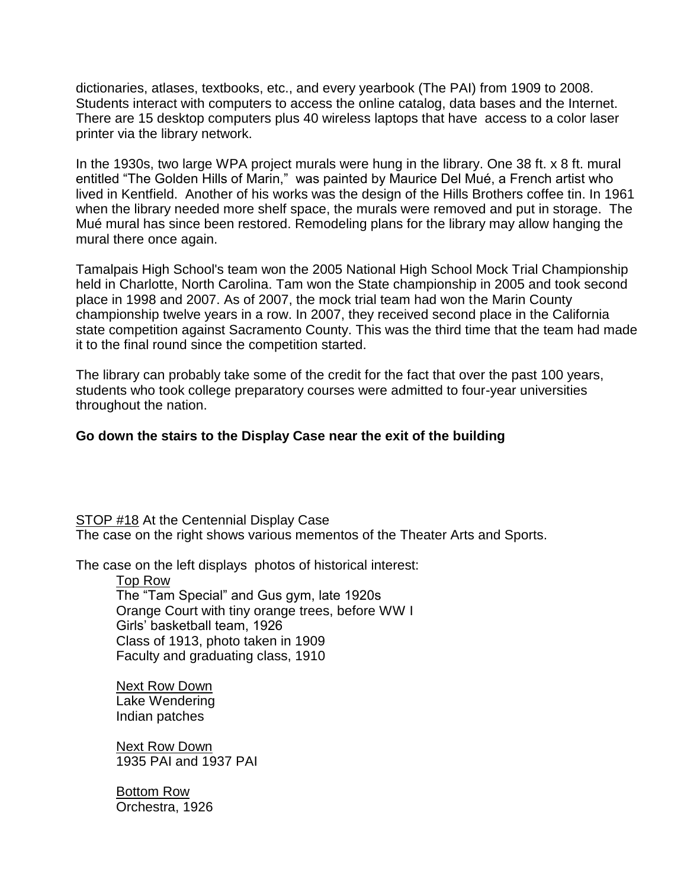dictionaries, atlases, textbooks, etc., and every yearbook (The PAI) from 1909 to 2008. Students interact with computers to access the online catalog, data bases and the Internet. There are 15 desktop computers plus 40 wireless laptops that have access to a color laser printer via the library network.

In the 1930s, two large WPA project murals were hung in the library. One 38 ft. x 8 ft. mural entitled "The Golden Hills of Marin," was painted by Maurice Del Mué, a French artist who lived in Kentfield. Another of his works was the design of the Hills Brothers coffee tin. In 1961 when the library needed more shelf space, the murals were removed and put in storage. The Mué mural has since been restored. Remodeling plans for the library may allow hanging the mural there once again.

Tamalpais High School's team won the 2005 National High School Mock Trial Championship held in Charlotte, North Carolina. Tam won the State championship in 2005 and took second place in 1998 and 2007. As of 2007, the mock trial team had won the Marin County championship twelve years in a row. In 2007, they received second place in the California state competition against Sacramento County. This was the third time that the team had made it to the final round since the competition started.

The library can probably take some of the credit for the fact that over the past 100 years, students who took college preparatory courses were admitted to four-year universities throughout the nation.

**Go down the stairs to the Display Case near the exit of the building**

STOP #18 At the Centennial Display Case
The case on the right shows various mementos of the Theater Arts and Sports.

The case on the left displays photos of historical interest:

Top Row
The "Tam Special" and Gus gym, late 1920s
Orange Court with tiny orange trees, before WW I
Girls' basketball team, 1926
Class of 1913, photo taken in 1909
Faculty and graduating class, 1910

Next Row Down
Lake Wendering
Indian patches

Next Row Down
1935 PAI and 1937 PAI

Bottom Row
Orchestra, 1926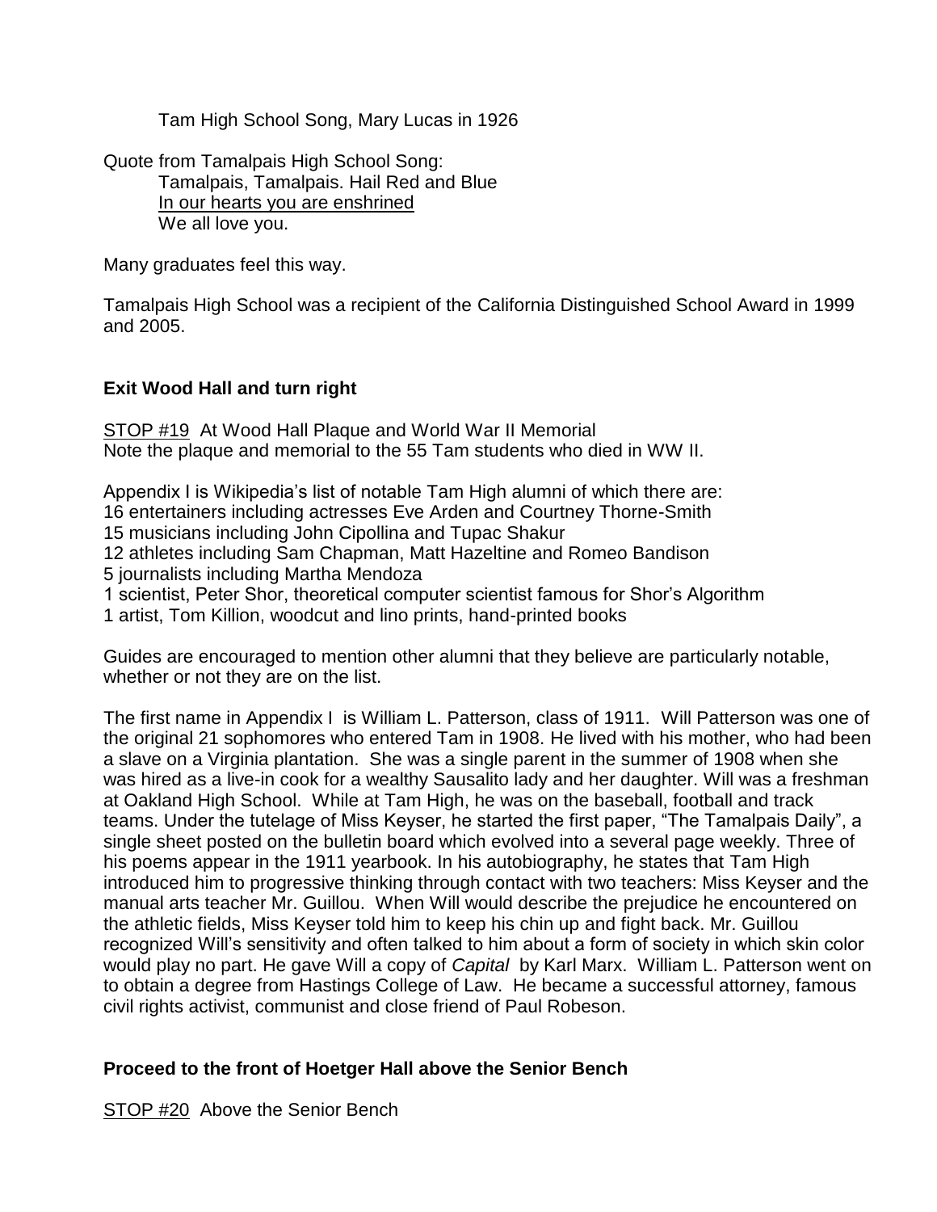Tam High School Song, Mary Lucas in 1926

Quote from Tamalpais High School Song:

Tamalpais, Tamalpais. Hail Red and Blue
<u>In our hearts you are enshrined</u>
We all love you.

Many graduates feel this way.

Tamalpais High School was a recipient of the California Distinguished School Award in 1999 and 2005.

**Exit Wood Hall and turn right**

<u>STOP #19</u> At Wood Hall Plaque and World War II Memorial
Note the plaque and memorial to the 55 Tam students who died in WW II.

Appendix I is Wikipedia's list of notable Tam High alumni of which there are:
16 entertainers including actresses Eve Arden and Courtney Thorne-Smith
15 musicians including John Cipollina and Tupac Shakur
12 athletes including Sam Chapman, Matt Hazeltine and Romeo Bandison
5 journalists including Martha Mendoza
1 scientist, Peter Shor, theoretical computer scientist famous for Shor's Algorithm
1 artist, Tom Killion, woodcut and lino prints, hand-printed books

Guides are encouraged to mention other alumni that they believe are particularly notable, whether or not they are on the list.

The first name in Appendix I is William L. Patterson, class of 1911. Will Patterson was one of the original 21 sophomores who entered Tam in 1908. He lived with his mother, who had been a slave on a Virginia plantation. She was a single parent in the summer of 1908 when she was hired as a live-in cook for a wealthy Sausalito lady and her daughter. Will was a freshman at Oakland High School. While at Tam High, he was on the baseball, football and track teams. Under the tutelage of Miss Keyser, he started the first paper, "The Tamalpais Daily", a single sheet posted on the bulletin board which evolved into a several page weekly. Three of his poems appear in the 1911 yearbook. In his autobiography, he states that Tam High introduced him to progressive thinking through contact with two teachers: Miss Keyser and the manual arts teacher Mr. Guillou. When Will would describe the prejudice he encountered on the athletic fields, Miss Keyser told him to keep his chin up and fight back. Mr. Guillou recognized Will's sensitivity and often talked to him about a form of society in which skin color would play no part. He gave Will a copy of *Capital* by Karl Marx. William L. Patterson went on to obtain a degree from Hastings College of Law. He became a successful attorney, famous civil rights activist, communist and close friend of Paul Robeson.

**Proceed to the front of Hoetger Hall above the Senior Bench**

<u>STOP #20</u> Above the Senior Bench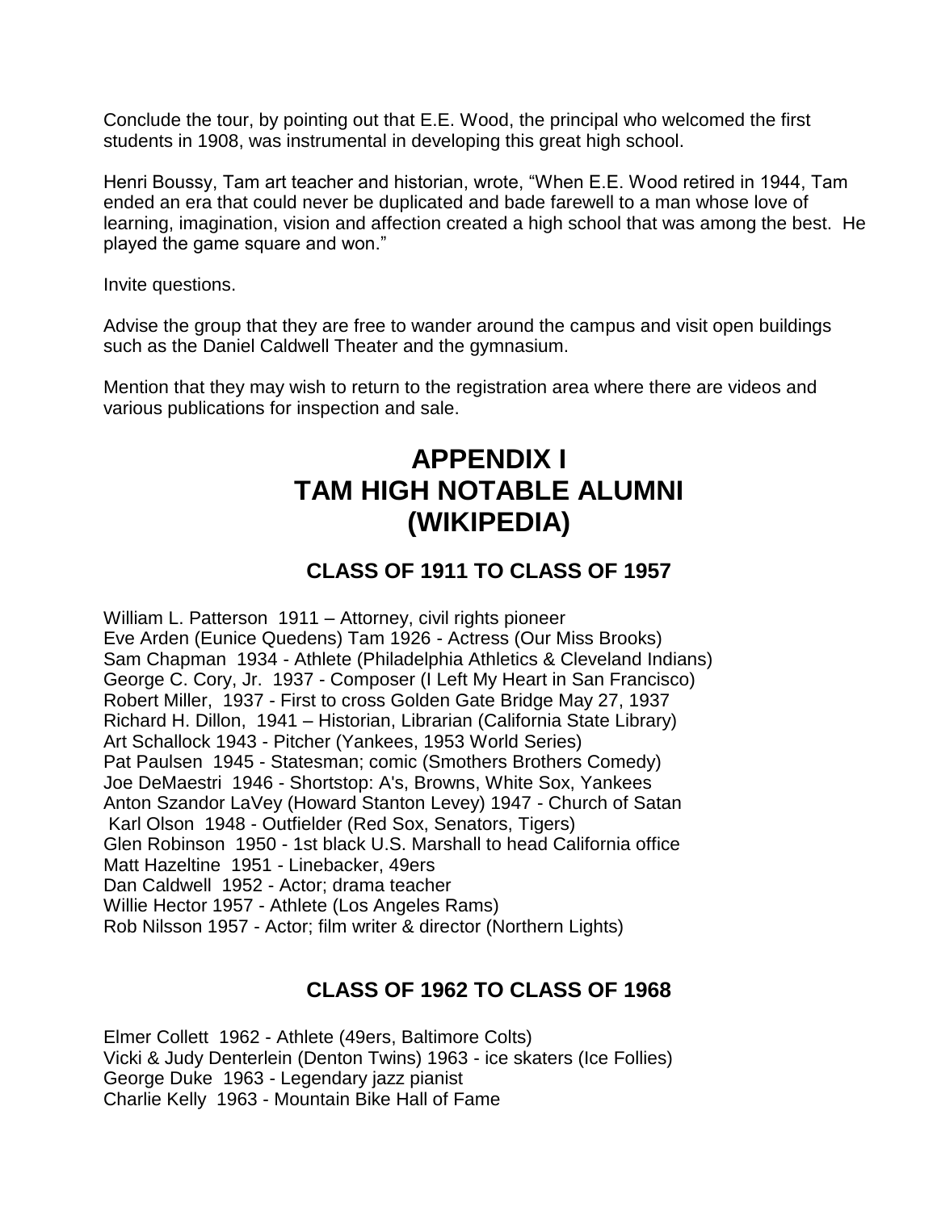Conclude the tour, by pointing out that E.E. Wood, the principal who welcomed the first students in 1908, was instrumental in developing this great high school.

Henri Boussy, Tam art teacher and historian, wrote, "When E.E. Wood retired in 1944, Tam ended an era that could never be duplicated and bade farewell to a man whose love of learning, imagination, vision and affection created a high school that was among the best. He played the game square and won."

Invite questions.

Advise the group that they are free to wander around the campus and visit open buildings such as the Daniel Caldwell Theater and the gymnasium.

Mention that they may wish to return to the registration area where there are videos and various publications for inspection and sale.

# APPENDIX I
# TAM HIGH NOTABLE ALUMNI
# (WIKIPEDIA)

## CLASS OF 1911 TO CLASS OF 1957

William L. Patterson 1911 – Attorney, civil rights pioneer
Eve Arden (Eunice Quedens) Tam 1926 - Actress (Our Miss Brooks)
Sam Chapman 1934 - Athlete (Philadelphia Athletics & Cleveland Indians)
George C. Cory, Jr. 1937 - Composer (I Left My Heart in San Francisco)
Robert Miller, 1937 - First to cross Golden Gate Bridge May 27, 1937
Richard H. Dillon, 1941 – Historian, Librarian (California State Library)
Art Schallock 1943 - Pitcher (Yankees, 1953 World Series)
Pat Paulsen 1945 - Statesman; comic (Smothers Brothers Comedy)
Joe DeMaestri 1946 - Shortstop: A's, Browns, White Sox, Yankees
Anton Szandor LaVey (Howard Stanton Levey) 1947 - Church of Satan
Karl Olson 1948 - Outfielder (Red Sox, Senators, Tigers)
Glen Robinson 1950 - 1st black U.S. Marshall to head California office
Matt Hazeltine 1951 - Linebacker, 49ers
Dan Caldwell 1952 - Actor; drama teacher
Willie Hector 1957 - Athlete (Los Angeles Rams)
Rob Nilsson 1957 - Actor; film writer & director (Northern Lights)

## CLASS OF 1962 TO CLASS OF 1968

Elmer Collett 1962 - Athlete (49ers, Baltimore Colts)
Vicki & Judy Denterlein (Denton Twins) 1963 - ice skaters (Ice Follies)
George Duke 1963 - Legendary jazz pianist
Charlie Kelly 1963 - Mountain Bike Hall of Fame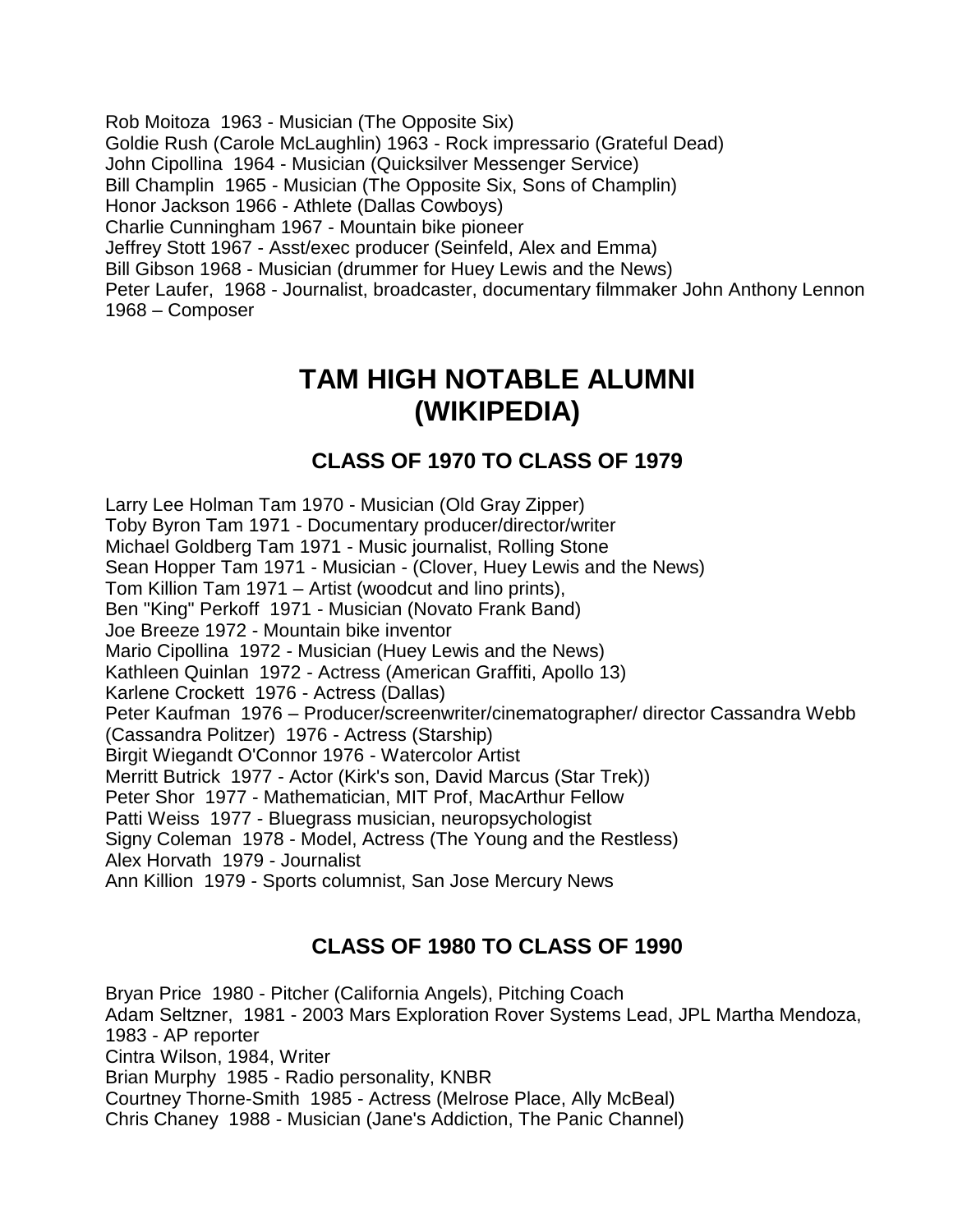Rob Moitoza  1963 - Musician (The Opposite Six)
Goldie Rush (Carole McLaughlin) 1963 - Rock impressario (Grateful Dead)
John Cipollina  1964 - Musician (Quicksilver Messenger Service)
Bill Champlin  1965 - Musician (The Opposite Six, Sons of Champlin)
Honor Jackson 1966 - Athlete (Dallas Cowboys)
Charlie Cunningham 1967 - Mountain bike pioneer
Jeffrey Stott 1967 - Asst/exec producer (Seinfeld, Alex and Emma)
Bill Gibson 1968 - Musician (drummer for Huey Lewis and the News)
Peter Laufer,  1968 - Journalist, broadcaster, documentary filmmaker John Anthony Lennon 1968 – Composer

# TAM HIGH NOTABLE ALUMNI (WIKIPEDIA)

## CLASS OF 1970 TO CLASS OF 1979

Larry Lee Holman Tam 1970 - Musician (Old Gray Zipper)
Toby Byron Tam 1971 - Documentary producer/director/writer
Michael Goldberg Tam 1971 - Music journalist, Rolling Stone
Sean Hopper Tam 1971 - Musician - (Clover, Huey Lewis and the News)
Tom Killion Tam 1971 – Artist (woodcut and lino prints),
Ben "King" Perkoff  1971 - Musician (Novato Frank Band)
Joe Breeze 1972 - Mountain bike inventor
Mario Cipollina  1972 - Musician (Huey Lewis and the News)
Kathleen Quinlan  1972 - Actress (American Graffiti, Apollo 13)
Karlene Crockett  1976 - Actress (Dallas)
Peter Kaufman  1976 – Producer/screenwriter/cinematographer/ director Cassandra Webb (Cassandra Politzer)  1976 - Actress (Starship)
Birgit Wiegandt O'Connor 1976 - Watercolor Artist
Merritt Butrick  1977 - Actor (Kirk's son, David Marcus (Star Trek))
Peter Shor  1977 - Mathematician, MIT Prof, MacArthur Fellow
Patti Weiss  1977 - Bluegrass musician, neuropsychologist
Signy Coleman  1978 - Model, Actress (The Young and the Restless)
Alex Horvath  1979 - Journalist
Ann Killion  1979 - Sports columnist, San Jose Mercury News

## CLASS OF 1980 TO CLASS OF 1990

Bryan Price  1980 - Pitcher (California Angels), Pitching Coach
Adam Seltzner,  1981 - 2003 Mars Exploration Rover Systems Lead, JPL Martha Mendoza, 1983 - AP reporter
Cintra Wilson, 1984, Writer
Brian Murphy  1985 - Radio personality, KNBR
Courtney Thorne-Smith  1985 - Actress (Melrose Place, Ally McBeal)
Chris Chaney  1988 - Musician (Jane's Addiction, The Panic Channel)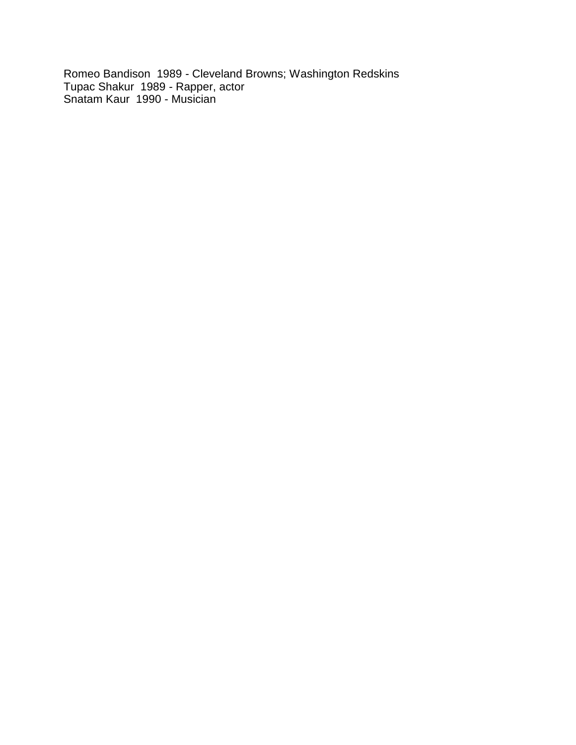Romeo Bandison  1989 - Cleveland Browns; Washington Redskins
Tupac Shakur  1989 - Rapper, actor
Snatam Kaur  1990 - Musician